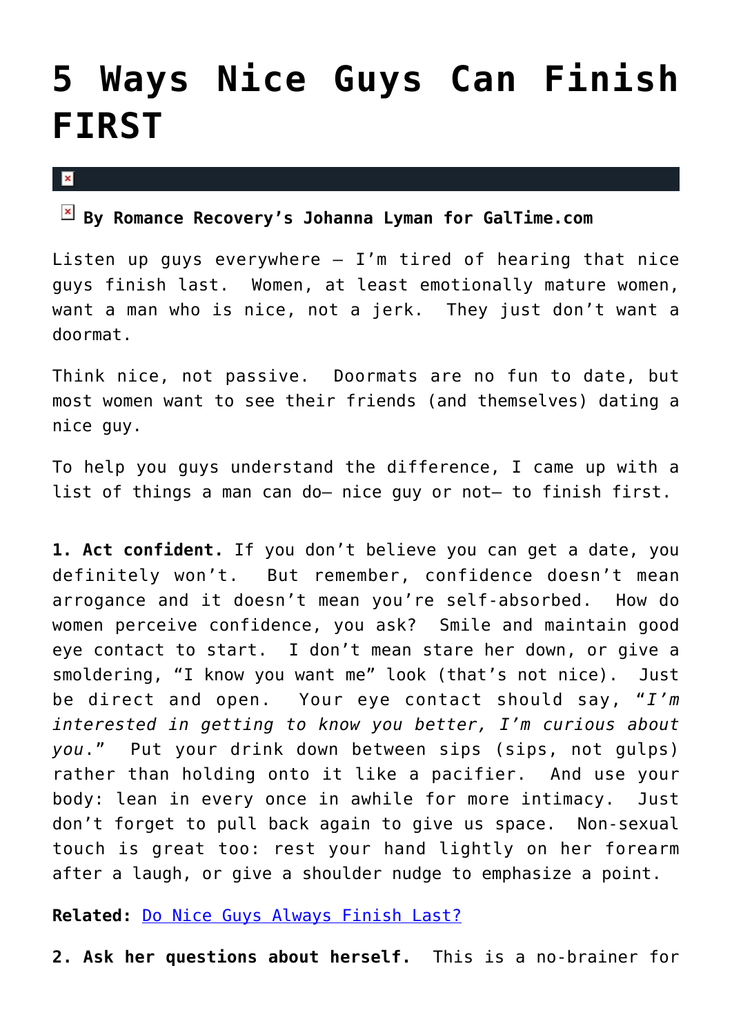# 5 Ways Nice Guys Can Finish FIRST

**By Romance Recovery's Johanna Lyman for GalTime.com**

Listen up guys everywhere – I'm tired of hearing that nice guys finish last. Women, at least emotionally mature women, want a man who is nice, not a jerk. They just don't want a doormat.

Think nice, not passive. Doormats are no fun to date, but most women want to see their friends (and themselves) dating a nice guy.

To help you guys understand the difference, I came up with a list of things a man can do– nice guy or not– to finish first.

**1. Act confident.** If you don't believe you can get a date, you definitely won't. But remember, confidence doesn't mean arrogance and it doesn't mean you're self-absorbed. How do women perceive confidence, you ask? Smile and maintain good eye contact to start. I don't mean stare her down, or give a smoldering, "I know you want me" look (that's not nice). Just be direct and open. Your eye contact should say, "*I'm interested in getting to know you better, I'm curious about you*." Put your drink down between sips (sips, not gulps) rather than holding onto it like a pacifier. And use your body: lean in every once in awhile for more intimacy. Just don't forget to pull back again to give us space. Non-sexual touch is great too: rest your hand lightly on her forearm after a laugh, or give a shoulder nudge to emphasize a point.

**Related:** Do Nice Guys Always Finish Last?

**2. Ask her questions about herself.** This is a no-brainer for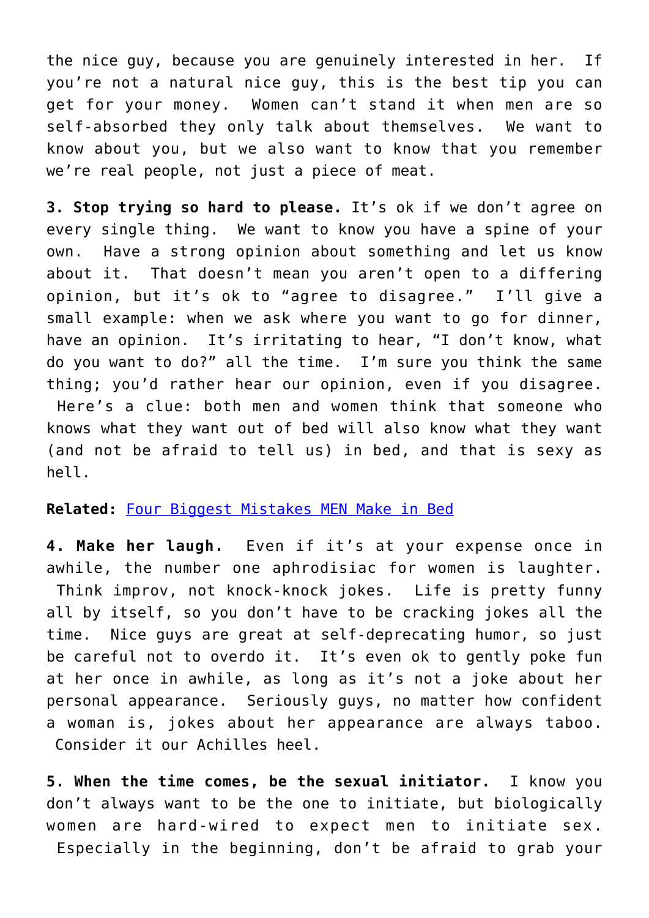the nice guy, because you are genuinely interested in her. If you're not a natural nice guy, this is the best tip you can get for your money. Women can't stand it when men are so self-absorbed they only talk about themselves. We want to know about you, but we also want to know that you remember we're real people, not just a piece of meat.

**3. Stop trying so hard to please.** It's ok if we don't agree on every single thing. We want to know you have a spine of your own. Have a strong opinion about something and let us know about it. That doesn't mean you aren't open to a differing opinion, but it's ok to "agree to disagree." I'll give a small example: when we ask where you want to go for dinner, have an opinion. It's irritating to hear, "I don't know, what do you want to do?" all the time. I'm sure you think the same thing; you'd rather hear our opinion, even if you disagree. Here's a clue: both men and women think that someone who knows what they want out of bed will also know what they want (and not be afraid to tell us) in bed, and that is sexy as hell.

**Related:** Four Biggest Mistakes MEN Make in Bed

**4. Make her laugh.** Even if it's at your expense once in awhile, the number one aphrodisiac for women is laughter. Think improv, not knock-knock jokes. Life is pretty funny all by itself, so you don't have to be cracking jokes all the time. Nice guys are great at self-deprecating humor, so just be careful not to overdo it. It's even ok to gently poke fun at her once in awhile, as long as it's not a joke about her personal appearance. Seriously guys, no matter how confident a woman is, jokes about her appearance are always taboo. Consider it our Achilles heel.

**5. When the time comes, be the sexual initiator.** I know you don't always want to be the one to initiate, but biologically women are hard-wired to expect men to initiate sex. Especially in the beginning, don't be afraid to grab your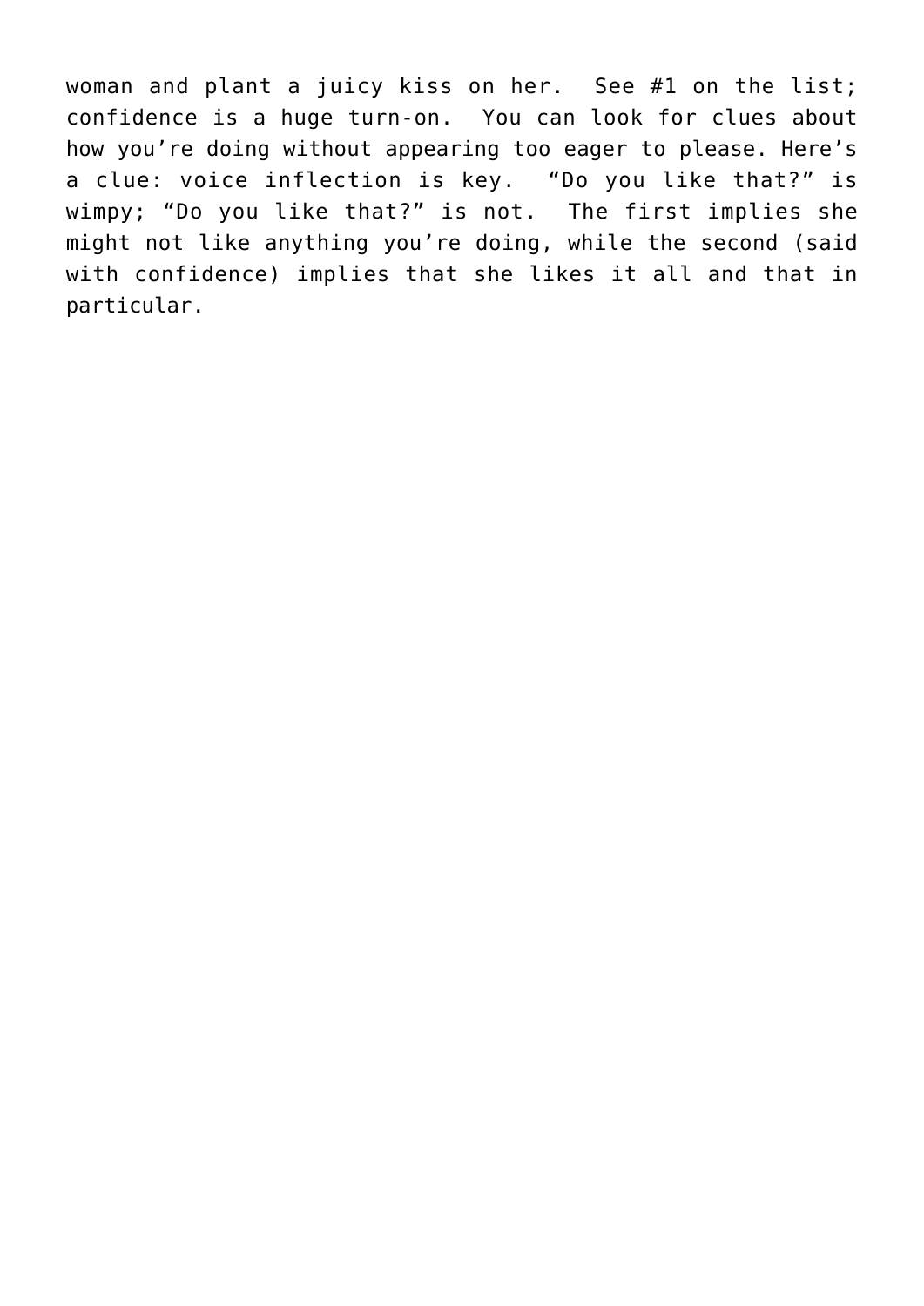woman and plant a juicy kiss on her. See #1 on the list; confidence is a huge turn-on. You can look for clues about how you're doing without appearing too eager to please. Here's a clue: voice inflection is key. "Do you like that?" is wimpy; "Do you like that?" is not. The first implies she might not like anything you're doing, while the second (said with confidence) implies that she likes it all and that in particular.